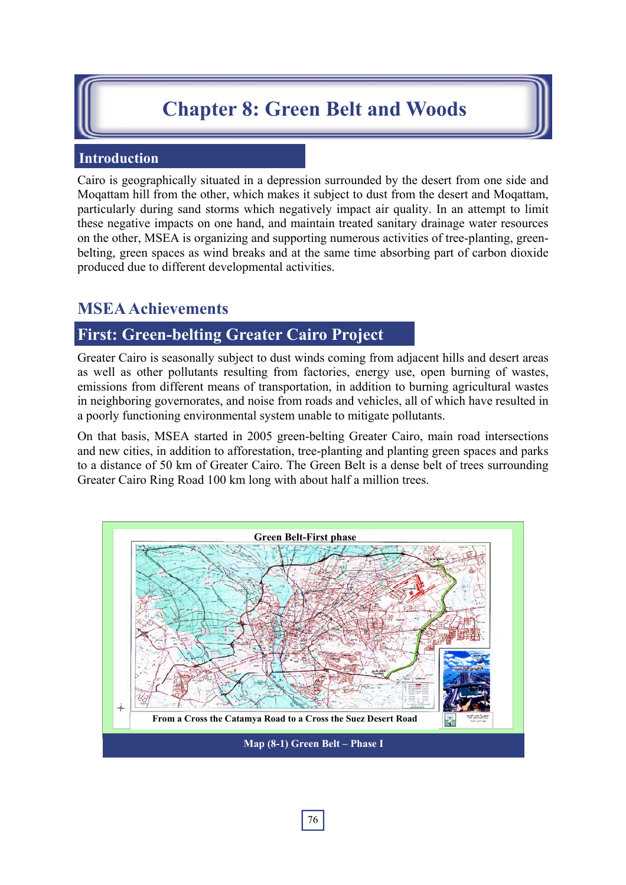# Chapter 8: Green Belt and Woods

## Introduction

Cairo is geographically situated in a depression surrounded by the desert from one side and Moqattam hill from the other, which makes it subject to dust from the desert and Moqattam, particularly during sand storms which negatively impact air quality. In an attempt to limit these negative impacts on one hand, and maintain treated sanitary drainage water resources on the other, MSEA is organizing and supporting numerous activities of tree-planting, green-belting, green spaces as wind breaks and at the same time absorbing part of carbon dioxide produced due to different developmental activities.

## MSEA Achievements

### First: Green-belting Greater Cairo Project

Greater Cairo is seasonally subject to dust winds coming from adjacent hills and desert areas as well as other pollutants resulting from factories, energy use, open burning of wastes, emissions from different means of transportation, in addition to burning agricultural wastes in neighboring governorates, and noise from roads and vehicles, all of which have resulted in a poorly functioning environmental system unable to mitigate pollutants.

On that basis, MSEA started in 2005 green-belting Greater Cairo, main road intersections and new cities, in addition to afforestation, tree-planting and planting green spaces and parks to a distance of 50 km of Greater Cairo. The Green Belt is a dense belt of trees surrounding Greater Cairo Ring Road 100 km long with about half a million trees.

Green Belt-First phase

From a Cross the Catamya Road to a Cross the Suez Desert Road

Map (8-1) Green Belt – Phase I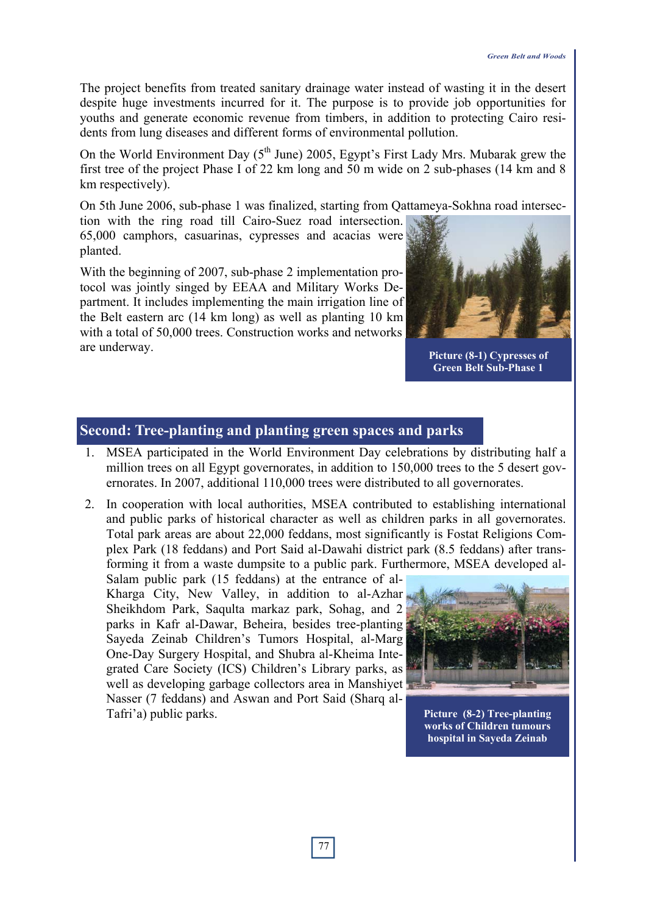The project benefits from treated sanitary drainage water instead of wasting it in the desert despite huge investments incurred for it. The purpose is to provide job opportunities for youths and generate economic revenue from timbers, in addition to protecting Cairo residents from lung diseases and different forms of environmental pollution.

On the World Environment Day (5th June) 2005, Egypt's First Lady Mrs. Mubarak grew the first tree of the project Phase I of 22 km long and 50 m wide on 2 sub-phases (14 km and 8 km respectively).

On 5th June 2006, sub-phase 1 was finalized, starting from Qattameya-Sokhna road intersection with the ring road till Cairo-Suez road intersection. 65,000 camphors, casuarinas, cypresses and acacias were planted.

With the beginning of 2007, sub-phase 2 implementation protocol was jointly singed by EEAA and Military Works Department. It includes implementing the main irrigation line of the Belt eastern arc (14 km long) as well as planting 10 km with a total of 50,000 trees. Construction works and networks are underway.

Picture (8-1) Cypresses of Green Belt Sub-Phase 1

## Second: Tree-planting and planting green spaces and parks

1. MSEA participated in the World Environment Day celebrations by distributing half a million trees on all Egypt governorates, in addition to 150,000 trees to the 5 desert governorates. In 2007, additional 110,000 trees were distributed to all governorates.
2. In cooperation with local authorities, MSEA contributed to establishing international and public parks of historical character as well as children parks in all governorates. Total park areas are about 22,000 feddans, most significantly is Fostat Religions Complex Park (18 feddans) and Port Said al-Dawahi district park (8.5 feddans) after transforming it from a waste dumpsite to a public park. Furthermore, MSEA developed al-Salam public park (15 feddans) at the entrance of al-Kharga City, New Valley, in addition to al-Azhar Sheikhdom Park, Saqulta markaz park, Sohag, and 2 parks in Kafr al-Dawar, Beheira, besides tree-planting Sayeda Zeinab Children's Tumors Hospital, al-Marg One-Day Surgery Hospital, and Shubra al-Kheima Integrated Care Society (ICS) Children's Library parks, as well as developing garbage collectors area in Manshiyet Nasser (7 feddans) and Aswan and Port Said (Sharq al-Tafri'a) public parks.

Picture (8-2) Tree-planting works of Children tumours hospital in Sayeda Zeinab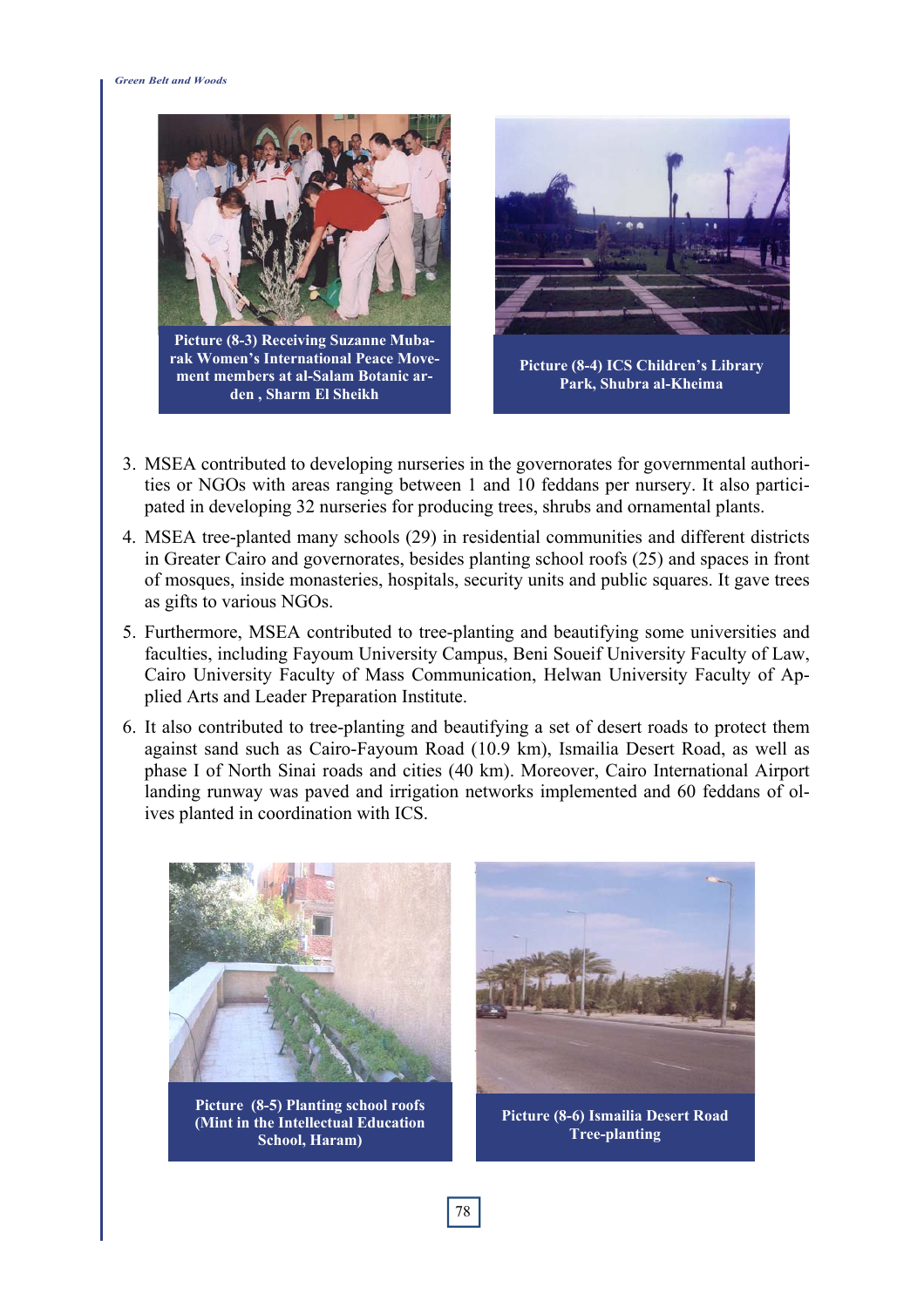Picture (8-3) Receiving Suzanne Mubarak Women's International Peace Movement members at al-Salam Botanic arden , Sharm El Sheikh

Picture (8-4) ICS Children's Library Park, Shubra al-Kheima

3. MSEA contributed to developing nurseries in the governorates for governmental authorities or NGOs with areas ranging between 1 and 10 feddans per nursery. It also participated in developing 32 nurseries for producing trees, shrubs and ornamental plants.
4. MSEA tree-planted many schools (29) in residential communities and different districts in Greater Cairo and governorates, besides planting school roofs (25) and spaces in front of mosques, inside monasteries, hospitals, security units and public squares. It gave trees as gifts to various NGOs.
5. Furthermore, MSEA contributed to tree-planting and beautifying some universities and faculties, including Fayoum University Campus, Beni Soueif University Faculty of Law, Cairo University Faculty of Mass Communication, Helwan University Faculty of Applied Arts and Leader Preparation Institute.
6. It also contributed to tree-planting and beautifying a set of desert roads to protect them against sand such as Cairo-Fayoum Road (10.9 km), Ismailia Desert Road, as well as phase I of North Sinai roads and cities (40 km). Moreover, Cairo International Airport landing runway was paved and irrigation networks implemented and 60 feddans of olives planted in coordination with ICS.

Picture (8-5) Planting school roofs (Mint in the Intellectual Education School, Haram)

Picture (8-6) Ismailia Desert Road Tree-planting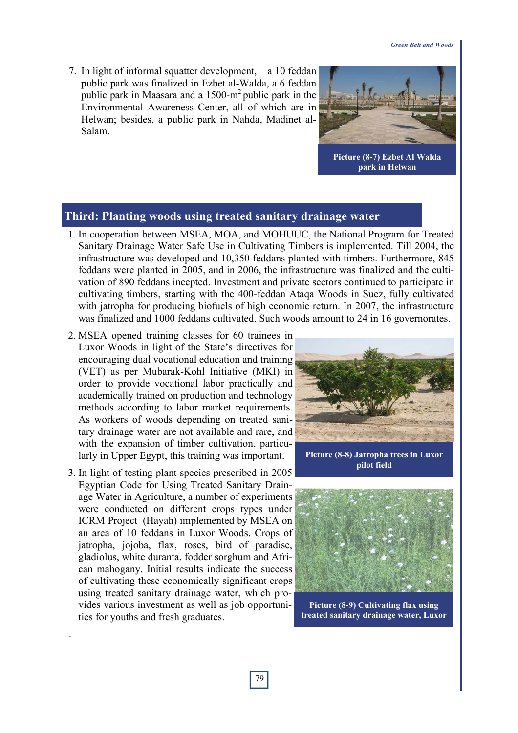7. In light of informal squatter development,  a 10 feddan public park was finalized in Ezbet al-Walda, a 6 feddan public park in Maasara and a 1500-$m^2$ public park in the Environmental Awareness Center, all of which are in Helwan; besides, a public park in Nahda, Madinet al-Salam.

**Picture (8-7) Ezbet Al Walda park in Helwan**

## Third: Planting woods using treated sanitary drainage water

1. In cooperation between MSEA, MOA, and MOHUUC, the National Program for Treated Sanitary Drainage Water Safe Use in Cultivating Timbers is implemented. Till 2004, the infrastructure was developed and 10,350 feddans planted with timbers. Furthermore, 845 feddans were planted in 2005, and in 2006, the infrastructure was finalized and the cultivation of 890 feddans incepted. Investment and private sectors continued to participate in cultivating timbers, starting with the 400-feddan Ataqa Woods in Suez, fully cultivated with jatropha for producing biofuels of high economic return. In 2007, the infrastructure was finalized and 1000 feddans cultivated. Such woods amount to 24 in 16 governorates.

2. MSEA opened training classes for 60 trainees in Luxor Woods in light of the State's directives for encouraging dual vocational education and training (VET) as per Mubarak-Kohl Initiative (MKI) in order to provide vocational labor practically and academically trained on production and technology methods according to labor market requirements. As workers of woods depending on treated sanitary drainage water are not available and rare, and with the expansion of timber cultivation, particularly in Upper Egypt, this training was important.

**Picture (8-8) Jatropha trees in Luxor pilot field**

3. In light of testing plant species prescribed in 2005 Egyptian Code for Using Treated Sanitary Drainage Water in Agriculture, a number of experiments were conducted on different crops types under ICRM Project (Hayah) implemented by MSEA on an area of 10 feddans in Luxor Woods. Crops of jatropha, jojoba, flax, roses, bird of paradise, gladiolus, white duranta, fodder sorghum and African mahogany. Initial results indicate the success of cultivating these economically significant crops using treated sanitary drainage water, which provides various investment as well as job opportunities for youths and fresh graduates.

**Picture (8-9) Cultivating flax using treated sanitary drainage water, Luxor**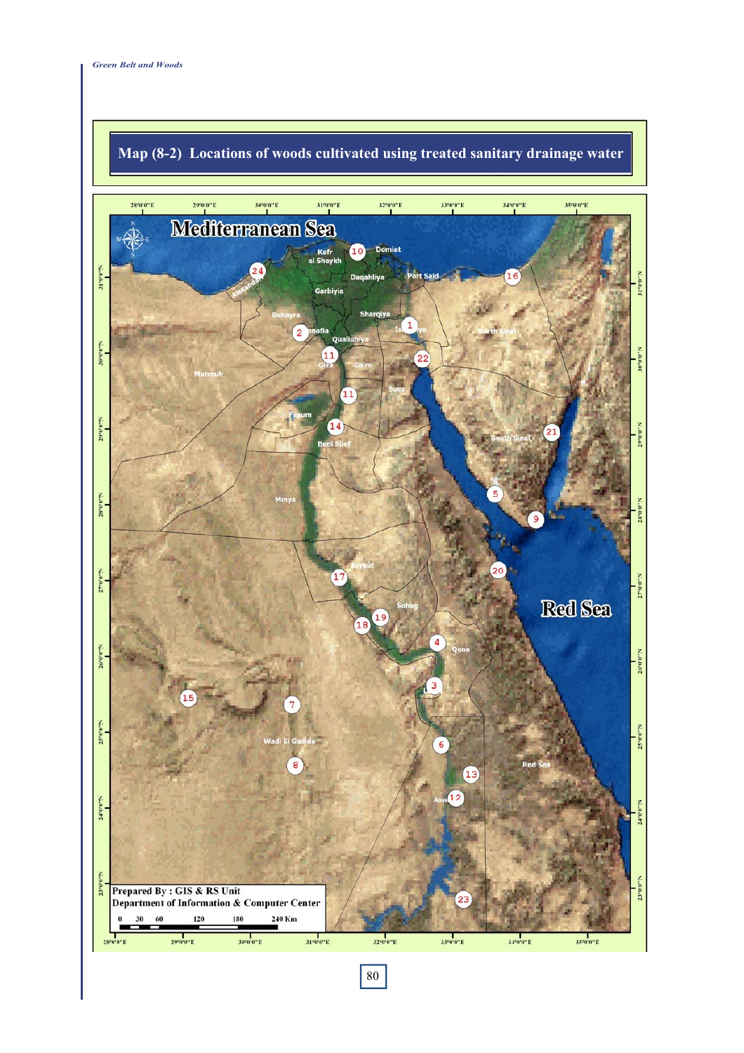## Map (8-2) Locations of woods cultivated using treated sanitary drainage water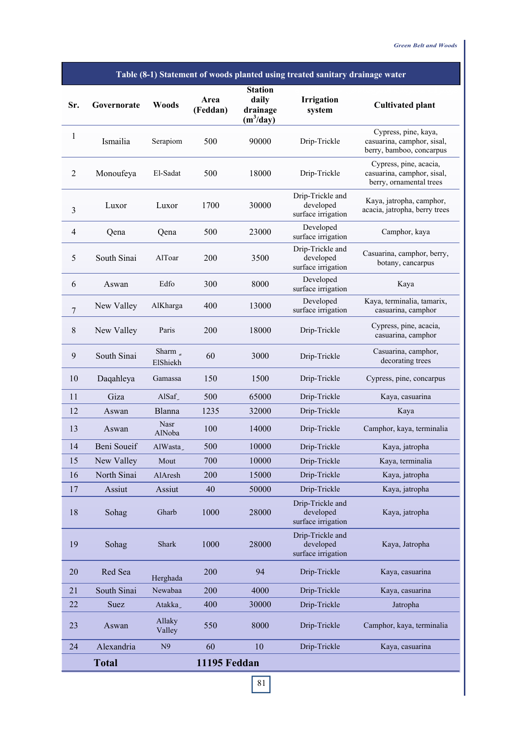Table (8-1) Statement of woods planted using treated sanitary drainage water

| Sr. | Governorate | Woods | Area (Feddan) | Station daily drainage ($m^3$/day) | Irrigation system | Cultivated plant |
|---|---|---|---|---|---|---|
| 1 | Ismailia | Serapiom | 500 | 90000 | Drip-Trickle | Cypress, pine, kaya, casuarina, camphor, sisal, berry, bamboo, concarpus |
| 2 | Monoufeya | El-Sadat | 500 | 18000 | Drip-Trickle | Cypress, pine, acacia, casuarina, camphor, sisal, berry, ornamental trees |
| 3 | Luxor | Luxor | 1700 | 30000 | Drip-Trickle and developed surface irrigation | Kaya, jatropha, camphor, acacia, jatropha, berry trees |
| 4 | Qena | Qena | 500 | 23000 | Developed surface irrigation | Camphor, kaya |
| 5 | South Sinai | AlToar | 200 | 3500 | Drip-Trickle and developed surface irrigation | Casuarina, camphor, berry, botany, cancarpus |
| 6 | Aswan | Edfo | 300 | 8000 | Developed surface irrigation | Kaya |
| 7 | New Valley | AlKharga | 400 | 13000 | Developed surface irrigation | Kaya, terminalia, tamarix, casuarina, camphor |
| 8 | New Valley | Paris | 200 | 18000 | Drip-Trickle | Cypress, pine, acacia, casuarina, camphor |
| 9 | South Sinai | Sharm ElShiekh | 60 | 3000 | Drip-Trickle | Casuarina, camphor, decorating trees |
| 10 | Daqahleya | Gamassa | 150 | 1500 | Drip-Trickle | Cypress, pine, concarpus |
| 11 | Giza | AlSaf | 500 | 65000 | Drip-Trickle | Kaya, casuarina |
| 12 | Aswan | Blanna | 1235 | 32000 | Drip-Trickle | Kaya |
| 13 | Aswan | Nasr AlNoba | 100 | 14000 | Drip-Trickle | Camphor, kaya, terminalia |
| 14 | Beni Soueif | AlWasta | 500 | 10000 | Drip-Trickle | Kaya, jatropha |
| 15 | New Valley | Mout | 700 | 10000 | Drip-Trickle | Kaya, terminalia |
| 16 | North Sinai | AlAresh | 200 | 15000 | Drip-Trickle | Kaya, jatropha |
| 17 | Assiut | Assiut | 40 | 50000 | Drip-Trickle | Kaya, jatropha |
| 18 | Sohag | Gharb | 1000 | 28000 | Drip-Trickle and developed surface irrigation | Kaya, jatropha |
| 19 | Sohag | Shark | 1000 | 28000 | Drip-Trickle and developed surface irrigation | Kaya, Jatropha |
| 20 | Red Sea | Herghada | 200 | 94 | Drip-Trickle | Kaya, casuarina |
| 21 | South Sinai | Newabaa | 200 | 4000 | Drip-Trickle | Kaya, casuarina |
| 22 | Suez | Atakka | 400 | 30000 | Drip-Trickle | Jatropha |
| 23 | Aswan | Allaky Valley | 550 | 8000 | Drip-Trickle | Camphor, kaya, terminalia |
| 24 | Alexandria | N9 | 60 | 10 | Drip-Trickle | Kaya, casuarina |
| **Total** | | | **11195 Feddan** | | | |